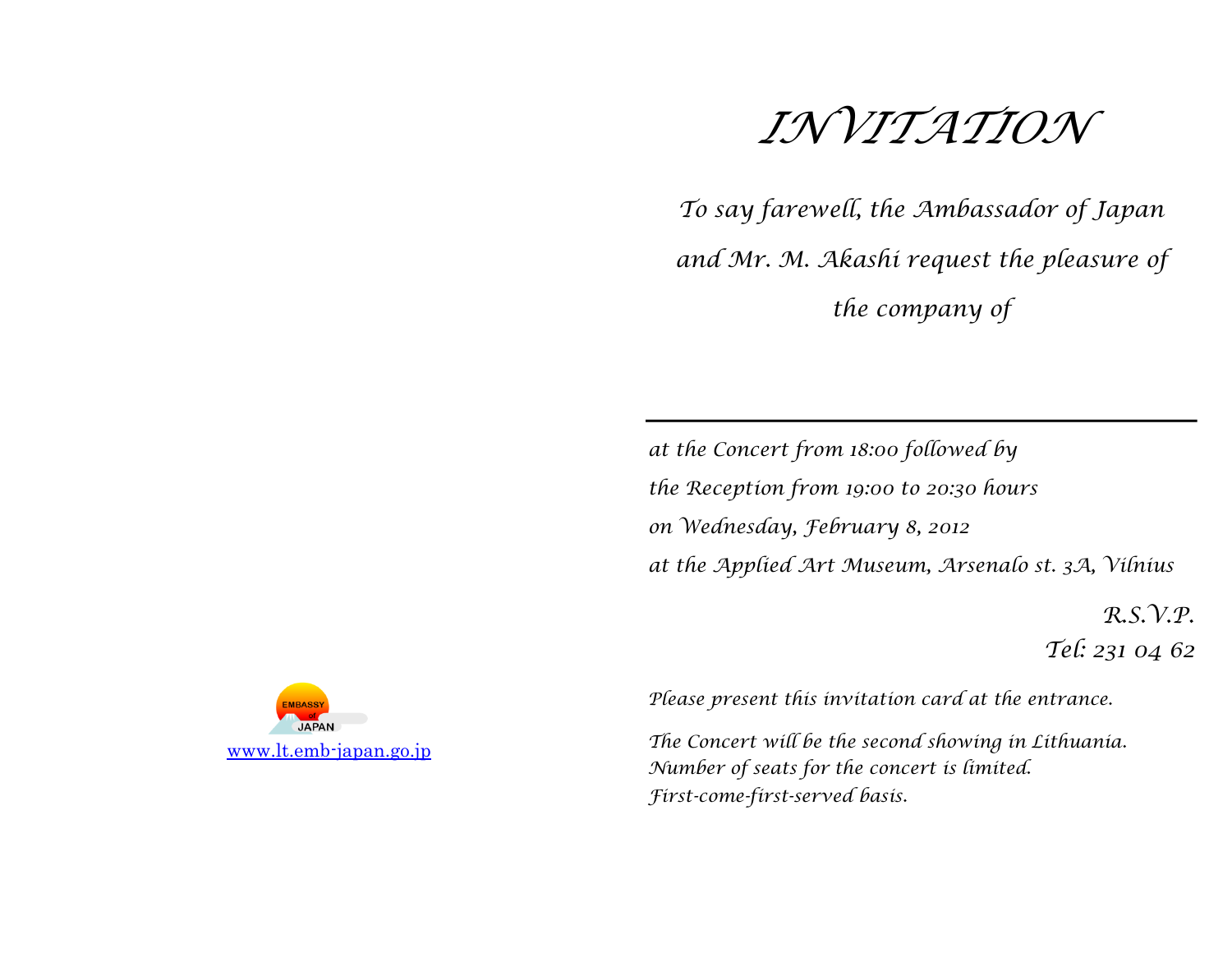EMBASSY of JAPAN

www.lt.emb-japan.go.jp

# INVITATION

*To say farewell, the Ambassador of Japan and Mr. M. Akashi request the pleasure of the company of*

---

*at the Concert from 18:00 followed by*
*the Reception from 19:00 to 20:30 hours*
*on Wednesday, February 8, 2012*
*at the Applied Art Museum, Arsenalo st. 3A, Vilnius*

*R.S.V.P.*
*Tel: 231 04 62*

*Please present this invitation card at the entrance.*

*The Concert will be the second showing in Lithuania.*
*Number of seats for the concert is limited.*
*First-come-first-served basis.*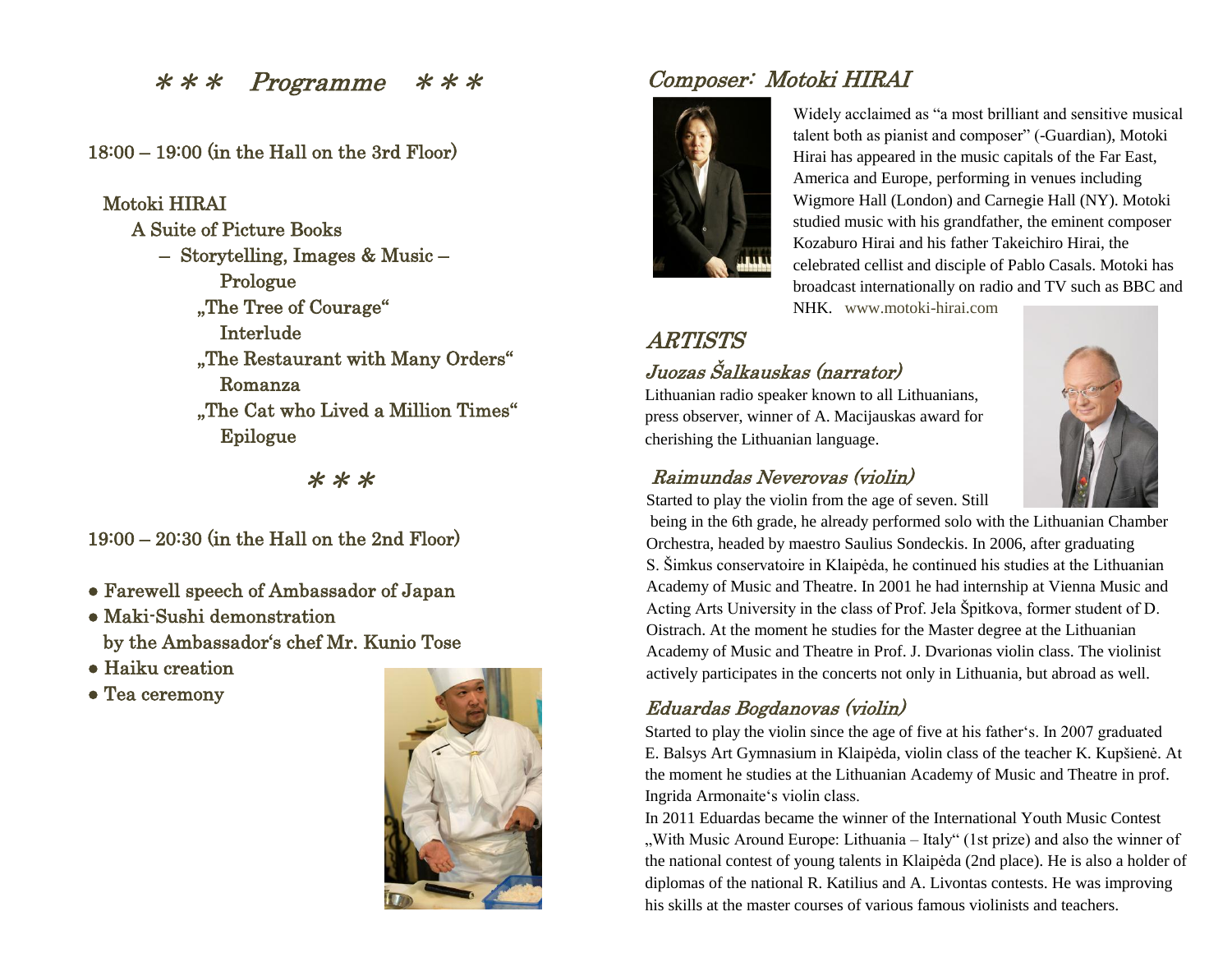# \* \* \* Programme \* \* \*

18:00 – 19:00 (in the Hall on the 3rd Floor)

Motoki HIRAI

A Suite of Picture Books

– Storytelling, Images & Music –

Prologue

„The Tree of Courage“

Interlude

„The Restaurant with Many Orders“

Romanza

„The Cat who Lived a Million Times“

Epilogue

\* \* \*

19:00 – 20:30 (in the Hall on the 2nd Floor)

- Farewell speech of Ambassador of Japan
- Maki-Sushi demonstration by the Ambassador‘s chef Mr. Kunio Tose
- Haiku creation
- Tea ceremony

## Composer: Motoki HIRAI

Widely acclaimed as "a most brilliant and sensitive musical talent both as pianist and composer" (-Guardian), Motoki Hirai has appeared in the music capitals of the Far East, America and Europe, performing in venues including Wigmore Hall (London) and Carnegie Hall (NY). Motoki studied music with his grandfather, the eminent composer Kozaburo Hirai and his father Takeichiro Hirai, the celebrated cellist and disciple of Pablo Casals. Motoki has broadcast internationally on radio and TV such as BBC and NHK. www.motoki-hirai.com

## ARTISTS

### Juozas Šalkauskas (narrator)

Lithuanian radio speaker known to all Lithuanians, press observer, winner of A. Macijauskas award for cherishing the Lithuanian language.

### Raimundas Neverovas (violin)

Started to play the violin from the age of seven. Still being in the 6th grade, he already performed solo with the Lithuanian Chamber Orchestra, headed by maestro Saulius Sondeckis. In 2006, after graduating S. Šimkus conservatoire in Klaipėda, he continued his studies at the Lithuanian Academy of Music and Theatre. In 2001 he had internship at Vienna Music and Acting Arts University in the class of Prof. Jela Špitkova, former student of D. Oistrach. At the moment he studies for the Master degree at the Lithuanian Academy of Music and Theatre in Prof. J. Dvarionas violin class. The violinist actively participates in the concerts not only in Lithuania, but abroad as well.

### Eduardas Bogdanovas (violin)

Started to play the violin since the age of five at his father‘s. In 2007 graduated E. Balsys Art Gymnasium in Klaipėda, violin class of the teacher K. Kupšienė. At the moment he studies at the Lithuanian Academy of Music and Theatre in prof. Ingrida Armonaite‘s violin class.

In 2011 Eduardas became the winner of the International Youth Music Contest „With Music Around Europe: Lithuania – Italy“ (1st prize) and also the winner of the national contest of young talents in Klaipėda (2nd place). He is also a holder of diplomas of the national R. Katilius and A. Livontas contests. He was improving his skills at the master courses of various famous violinists and teachers.